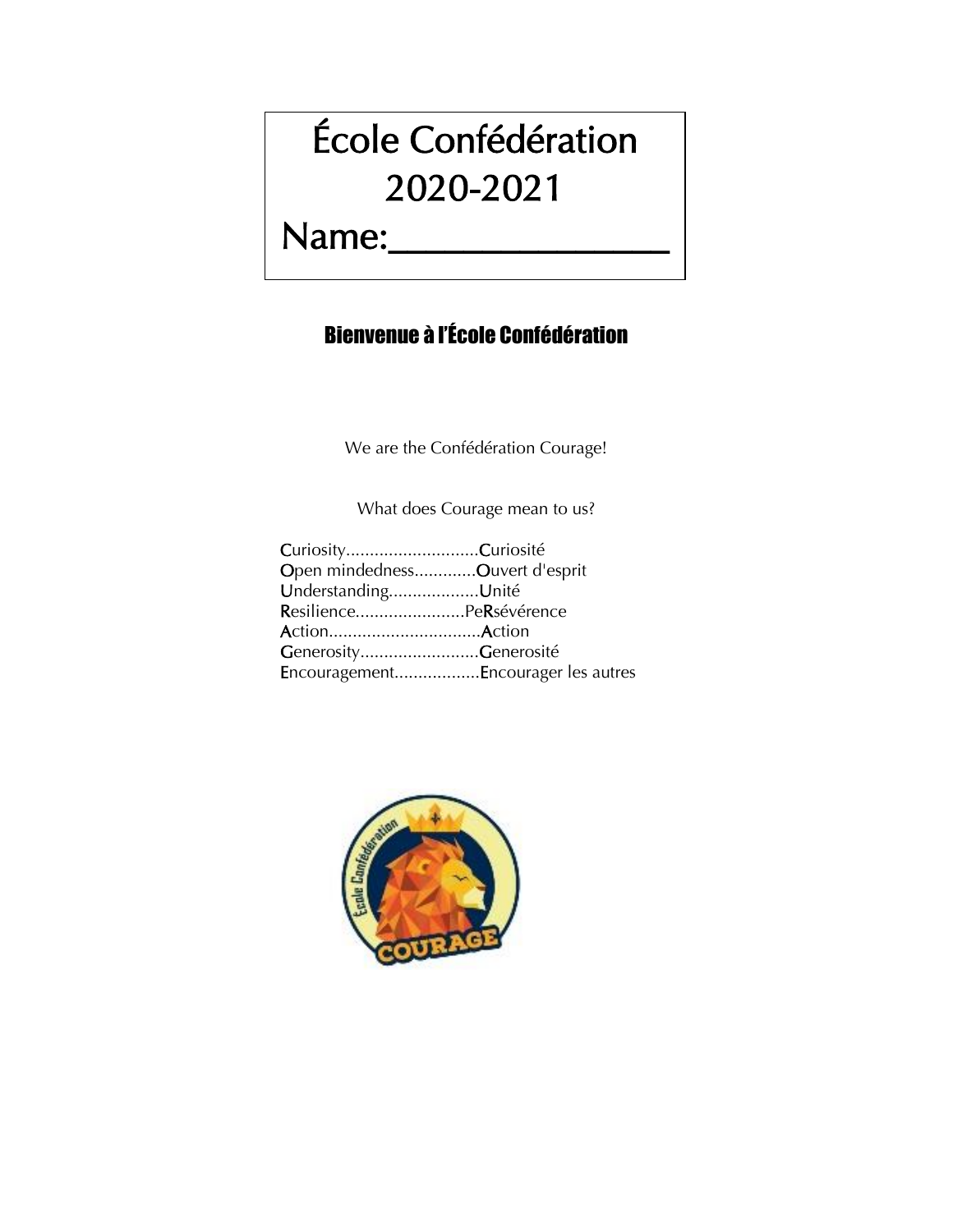# École Confédération 2020-2021

Name:_______________

## Bienvenue à l'École Confédération

We are the Confédération Courage!

What does Courage mean to us?

**C**uriosity............................**C**uriosité
**O**pen mindedness.............**O**uvert d'esprit
**U**nderstanding...................**U**nité
**R**esilience.......................Pe**R**sévérence
**A**ction................................**A**ction
**G**enerosity.........................**G**enerosité
**E**ncouragement..................**E**ncourager les autres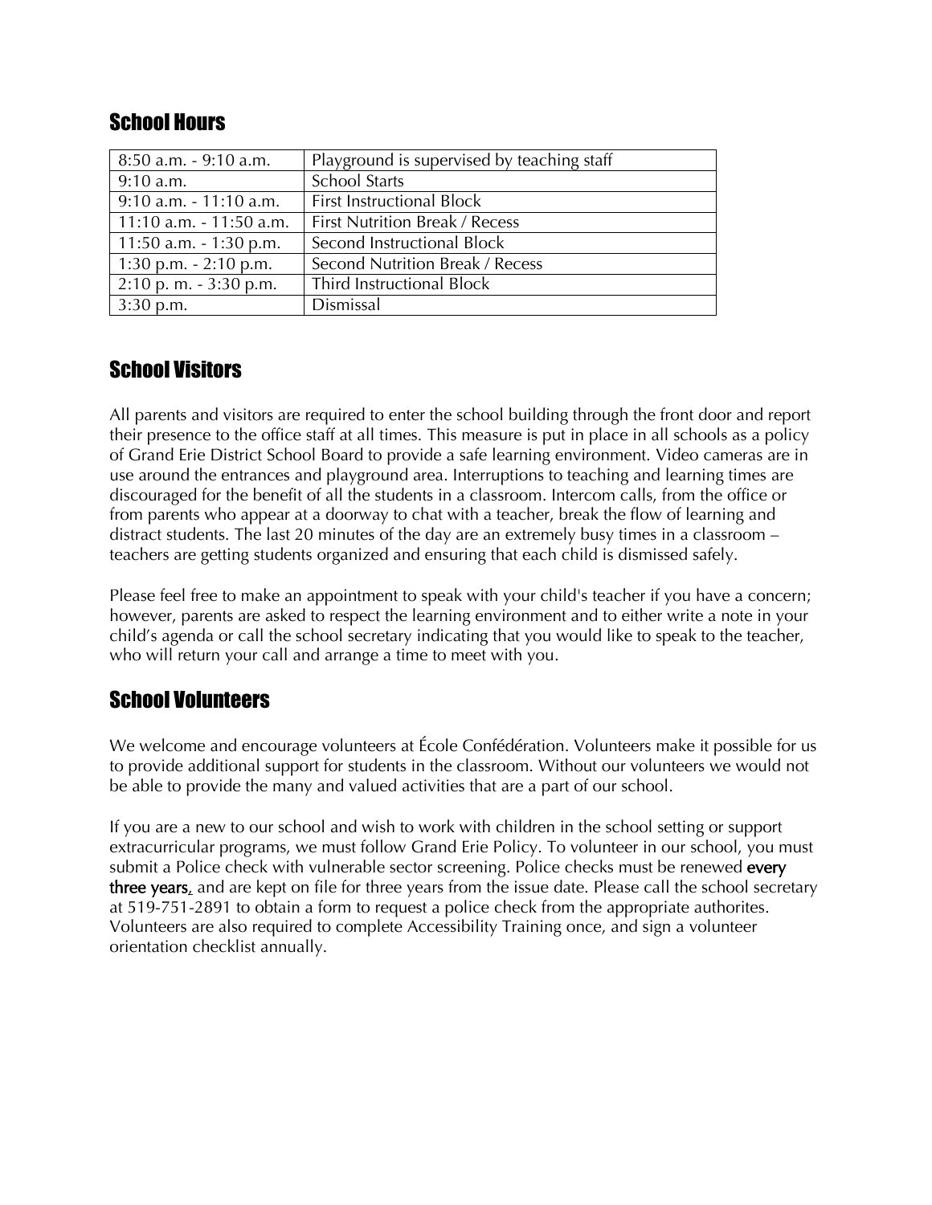## School Hours

| | |
|---|---|
| 8:50 a.m. - 9:10 a.m. | Playground is supervised by teaching staff |
| 9:10 a.m. | School Starts |
| 9:10 a.m. - 11:10 a.m. | First Instructional Block |
| 11:10 a.m. - 11:50 a.m. | First Nutrition Break / Recess |
| 11:50 a.m. - 1:30 p.m. | Second Instructional Block |
| 1:30 p.m. - 2:10 p.m. | Second Nutrition Break / Recess |
| 2:10 p. m. - 3:30 p.m. | Third Instructional Block |
| 3:30 p.m. | Dismissal |

## School Visitors

All parents and visitors are required to enter the school building through the front door and report their presence to the office staff at all times. This measure is put in place in all schools as a policy of Grand Erie District School Board to provide a safe learning environment. Video cameras are in use around the entrances and playground area. Interruptions to teaching and learning times are discouraged for the benefit of all the students in a classroom. Intercom calls, from the office or from parents who appear at a doorway to chat with a teacher, break the flow of learning and distract students. The last 20 minutes of the day are an extremely busy times in a classroom – teachers are getting students organized and ensuring that each child is dismissed safely.

Please feel free to make an appointment to speak with your child's teacher if you have a concern; however, parents are asked to respect the learning environment and to either write a note in your child's agenda or call the school secretary indicating that you would like to speak to the teacher, who will return your call and arrange a time to meet with you.

## School Volunteers

We welcome and encourage volunteers at École Confédération. Volunteers make it possible for us to provide additional support for students in the classroom. Without our volunteers we would not be able to provide the many and valued activities that are a part of our school.

If you are a new to our school and wish to work with children in the school setting or support extracurricular programs, we must follow Grand Erie Policy. To volunteer in our school, you must submit a Police check with vulnerable sector screening. Police checks must be renewed **every three years**, and are kept on file for three years from the issue date. Please call the school secretary at 519-751-2891 to obtain a form to request a police check from the appropriate authorites. Volunteers are also required to complete Accessibility Training once, and sign a volunteer orientation checklist annually.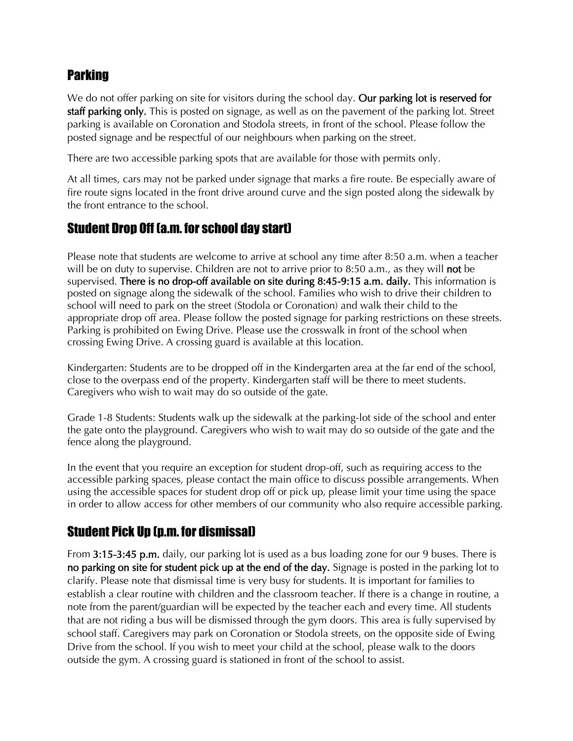## Parking

We do not offer parking on site for visitors during the school day. **Our parking lot is reserved for staff parking only.** This is posted on signage, as well as on the pavement of the parking lot. Street parking is available on Coronation and Stodola streets, in front of the school. Please follow the posted signage and be respectful of our neighbours when parking on the street.

There are two accessible parking spots that are available for those with permits only.

At all times, cars may not be parked under signage that marks a fire route. Be especially aware of fire route signs located in the front drive around curve and the sign posted along the sidewalk by the front entrance to the school.

## Student Drop Off (a.m. for school day start)

Please note that students are welcome to arrive at school any time after 8:50 a.m. when a teacher will be on duty to supervise. Children are not to arrive prior to 8:50 a.m., as they will **not** be supervised. **There is no drop-off available on site during 8:45-9:15 a.m. daily.** This information is posted on signage along the sidewalk of the school. Families who wish to drive their children to school will need to park on the street (Stodola or Coronation) and walk their child to the appropriate drop off area. Please follow the posted signage for parking restrictions on these streets. Parking is prohibited on Ewing Drive. Please use the crosswalk in front of the school when crossing Ewing Drive. A crossing guard is available at this location.

Kindergarten: Students are to be dropped off in the Kindergarten area at the far end of the school, close to the overpass end of the property. Kindergarten staff will be there to meet students. Caregivers who wish to wait may do so outside of the gate.

Grade 1-8 Students: Students walk up the sidewalk at the parking-lot side of the school and enter the gate onto the playground. Caregivers who wish to wait may do so outside of the gate and the fence along the playground.

In the event that you require an exception for student drop-off, such as requiring access to the accessible parking spaces, please contact the main office to discuss possible arrangements. When using the accessible spaces for student drop off or pick up, please limit your time using the space in order to allow access for other members of our community who also require accessible parking.

## Student Pick Up (p.m. for dismissal)

From **3:15-3:45 p.m.** daily, our parking lot is used as a bus loading zone for our 9 buses. There is **no parking on site for student pick up at the end of the day.** Signage is posted in the parking lot to clarify. Please note that dismissal time is very busy for students. It is important for families to establish a clear routine with children and the classroom teacher. If there is a change in routine, a note from the parent/guardian will be expected by the teacher each and every time. All students that are not riding a bus will be dismissed through the gym doors. This area is fully supervised by school staff. Caregivers may park on Coronation or Stodola streets, on the opposite side of Ewing Drive from the school. If you wish to meet your child at the school, please walk to the doors outside the gym. A crossing guard is stationed in front of the school to assist.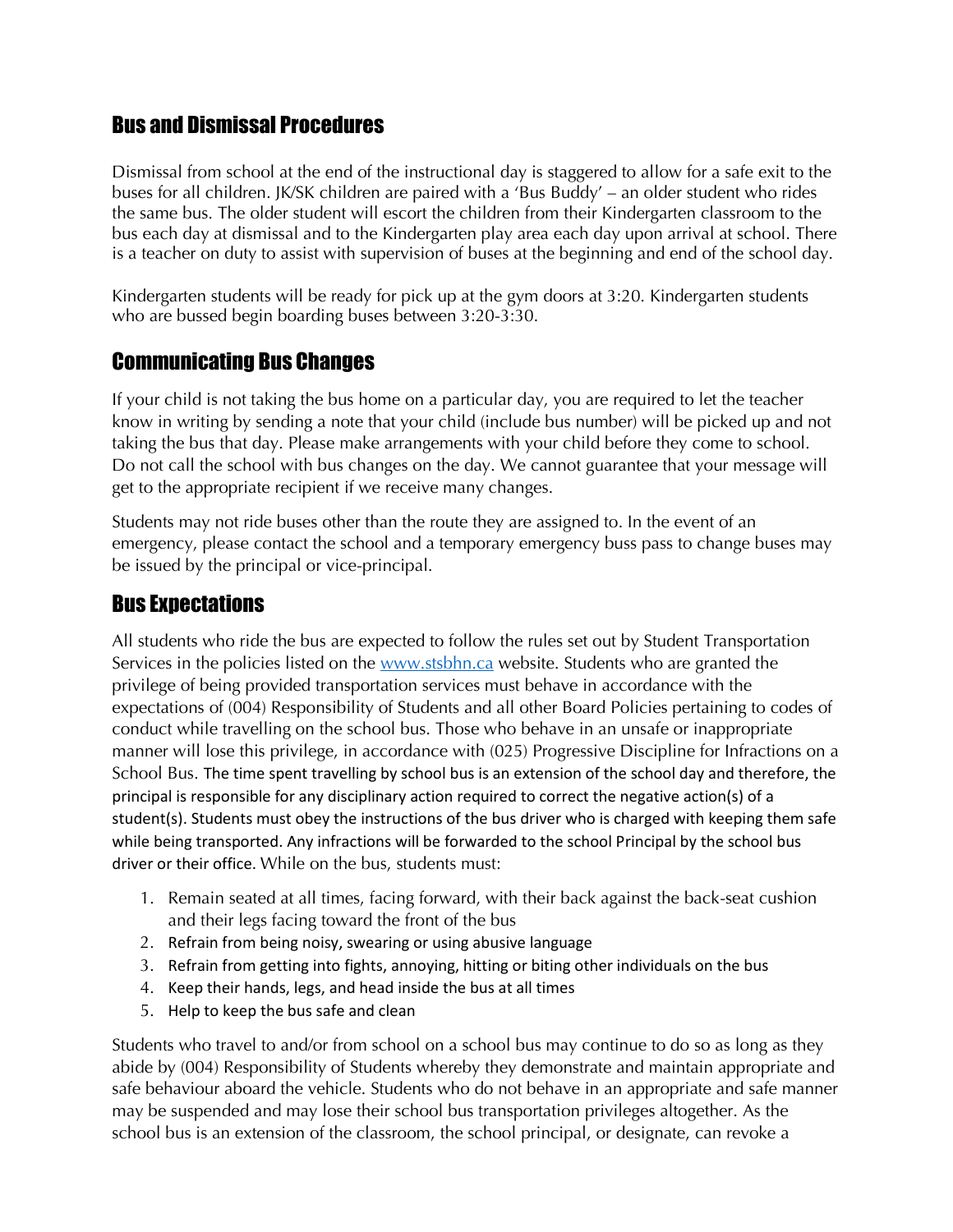## Bus and Dismissal Procedures

Dismissal from school at the end of the instructional day is staggered to allow for a safe exit to the buses for all children. JK/SK children are paired with a 'Bus Buddy' – an older student who rides the same bus. The older student will escort the children from their Kindergarten classroom to the bus each day at dismissal and to the Kindergarten play area each day upon arrival at school. There is a teacher on duty to assist with supervision of buses at the beginning and end of the school day.

Kindergarten students will be ready for pick up at the gym doors at 3:20. Kindergarten students who are bussed begin boarding buses between 3:20-3:30.

## Communicating Bus Changes

If your child is not taking the bus home on a particular day, you are required to let the teacher know in writing by sending a note that your child (include bus number) will be picked up and not taking the bus that day. Please make arrangements with your child before they come to school. Do not call the school with bus changes on the day. We cannot guarantee that your message will get to the appropriate recipient if we receive many changes.

Students may not ride buses other than the route they are assigned to. In the event of an emergency, please contact the school and a temporary emergency buss pass to change buses may be issued by the principal or vice-principal.

## Bus Expectations

All students who ride the bus are expected to follow the rules set out by Student Transportation Services in the policies listed on the [www.stsbhn.ca](www.stsbhn.ca) website. Students who are granted the privilege of being provided transportation services must behave in accordance with the expectations of (004) Responsibility of Students and all other Board Policies pertaining to codes of conduct while travelling on the school bus. Those who behave in an unsafe or inappropriate manner will lose this privilege, in accordance with (025) Progressive Discipline for Infractions on a School Bus. The time spent travelling by school bus is an extension of the school day and therefore, the principal is responsible for any disciplinary action required to correct the negative action(s) of a student(s). Students must obey the instructions of the bus driver who is charged with keeping them safe while being transported. Any infractions will be forwarded to the school Principal by the school bus driver or their office. While on the bus, students must:

1. Remain seated at all times, facing forward, with their back against the back-seat cushion and their legs facing toward the front of the bus
2. Refrain from being noisy, swearing or using abusive language
3. Refrain from getting into fights, annoying, hitting or biting other individuals on the bus
4. Keep their hands, legs, and head inside the bus at all times
5. Help to keep the bus safe and clean

Students who travel to and/or from school on a school bus may continue to do so as long as they abide by (004) Responsibility of Students whereby they demonstrate and maintain appropriate and safe behaviour aboard the vehicle. Students who do not behave in an appropriate and safe manner may be suspended and may lose their school bus transportation privileges altogether. As the school bus is an extension of the classroom, the school principal, or designate, can revoke a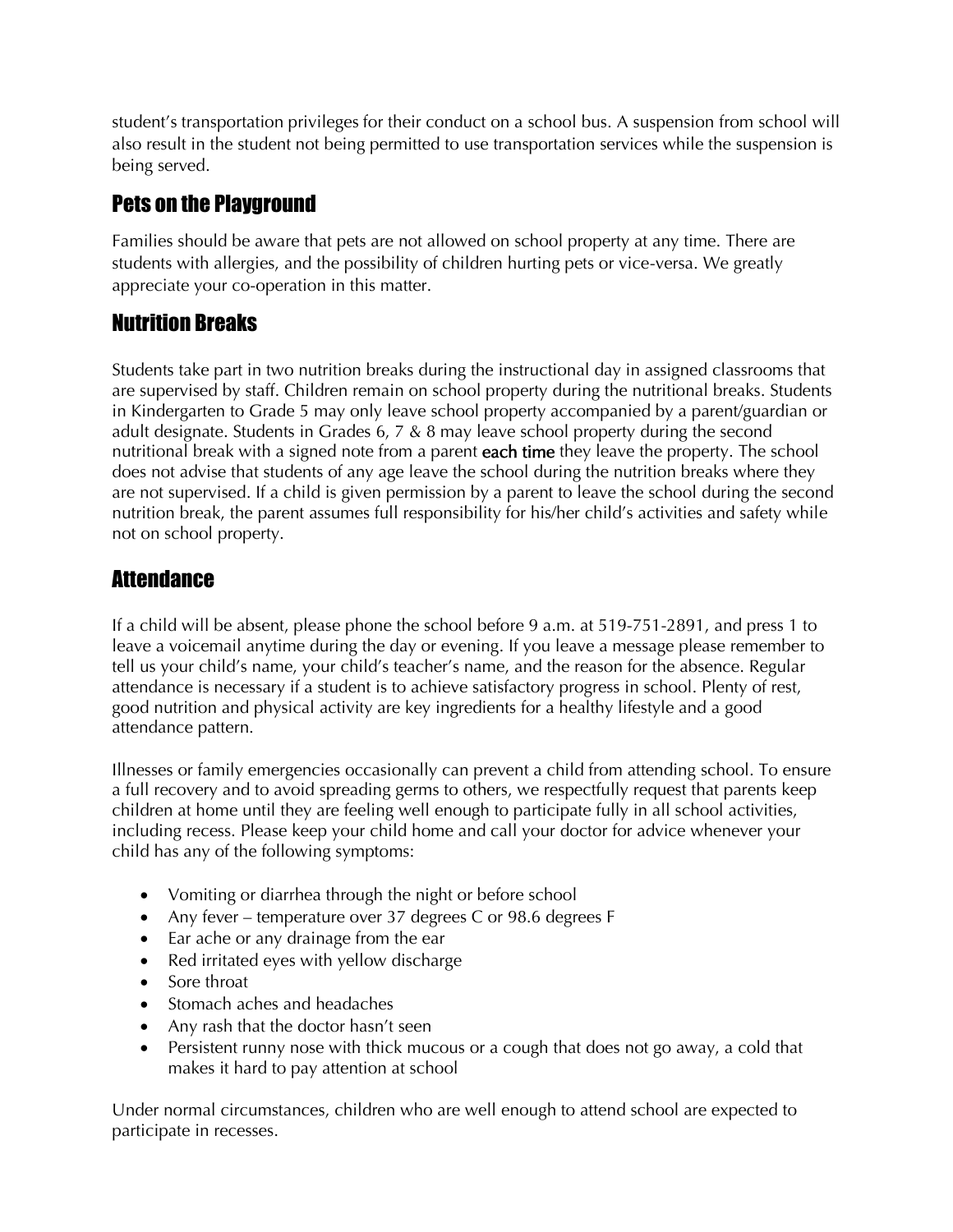student's transportation privileges for their conduct on a school bus. A suspension from school will also result in the student not being permitted to use transportation services while the suspension is being served.

## Pets on the Playground

Families should be aware that pets are not allowed on school property at any time. There are students with allergies, and the possibility of children hurting pets or vice-versa. We greatly appreciate your co-operation in this matter.

## Nutrition Breaks

Students take part in two nutrition breaks during the instructional day in assigned classrooms that are supervised by staff. Children remain on school property during the nutritional breaks. Students in Kindergarten to Grade 5 may only leave school property accompanied by a parent/guardian or adult designate. Students in Grades 6, 7 & 8 may leave school property during the second nutritional break with a signed note from a parent **each time** they leave the property. The school does not advise that students of any age leave the school during the nutrition breaks where they are not supervised. If a child is given permission by a parent to leave the school during the second nutrition break, the parent assumes full responsibility for his/her child's activities and safety while not on school property.

## Attendance

If a child will be absent, please phone the school before 9 a.m. at 519-751-2891, and press 1 to leave a voicemail anytime during the day or evening. If you leave a message please remember to tell us your child's name, your child's teacher's name, and the reason for the absence. Regular attendance is necessary if a student is to achieve satisfactory progress in school. Plenty of rest, good nutrition and physical activity are key ingredients for a healthy lifestyle and a good attendance pattern.

Illnesses or family emergencies occasionally can prevent a child from attending school. To ensure a full recovery and to avoid spreading germs to others, we respectfully request that parents keep children at home until they are feeling well enough to participate fully in all school activities, including recess. Please keep your child home and call your doctor for advice whenever your child has any of the following symptoms:

- Vomiting or diarrhea through the night or before school
- Any fever – temperature over 37 degrees C or 98.6 degrees F
- Ear ache or any drainage from the ear
- Red irritated eyes with yellow discharge
- Sore throat
- Stomach aches and headaches
- Any rash that the doctor hasn't seen
- Persistent runny nose with thick mucous or a cough that does not go away, a cold that makes it hard to pay attention at school

Under normal circumstances, children who are well enough to attend school are expected to participate in recesses.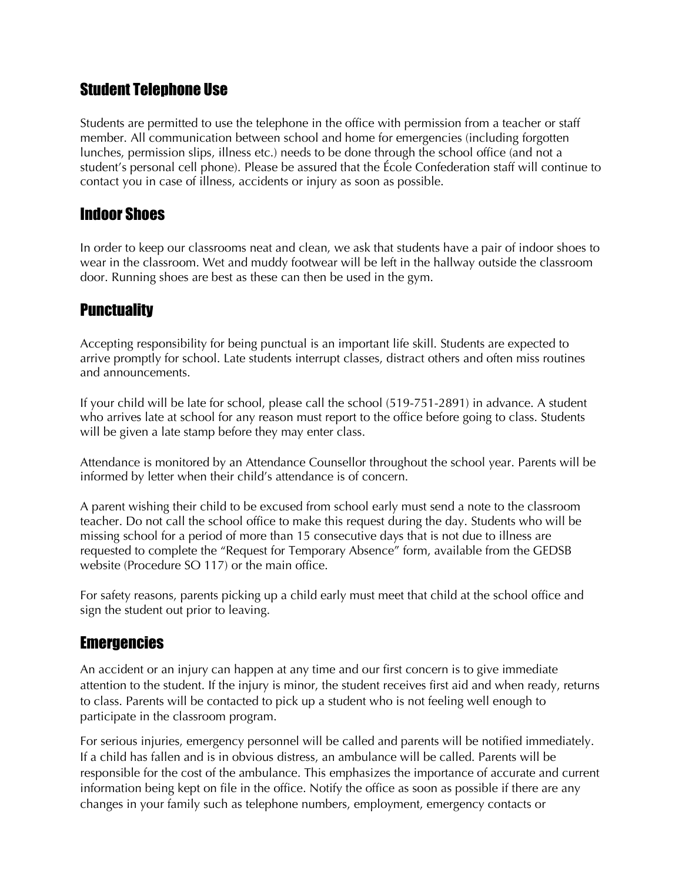## Student Telephone Use

Students are permitted to use the telephone in the office with permission from a teacher or staff member. All communication between school and home for emergencies (including forgotten lunches, permission slips, illness etc.) needs to be done through the school office (and not a student's personal cell phone). Please be assured that the École Confederation staff will continue to contact you in case of illness, accidents or injury as soon as possible.

## Indoor Shoes

In order to keep our classrooms neat and clean, we ask that students have a pair of indoor shoes to wear in the classroom. Wet and muddy footwear will be left in the hallway outside the classroom door. Running shoes are best as these can then be used in the gym.

## Punctuality

Accepting responsibility for being punctual is an important life skill. Students are expected to arrive promptly for school. Late students interrupt classes, distract others and often miss routines and announcements.

If your child will be late for school, please call the school (519-751-2891) in advance. A student who arrives late at school for any reason must report to the office before going to class. Students will be given a late stamp before they may enter class.

Attendance is monitored by an Attendance Counsellor throughout the school year. Parents will be informed by letter when their child's attendance is of concern.

A parent wishing their child to be excused from school early must send a note to the classroom teacher. Do not call the school office to make this request during the day. Students who will be missing school for a period of more than 15 consecutive days that is not due to illness are requested to complete the "Request for Temporary Absence" form, available from the GEDSB website (Procedure SO 117) or the main office.

For safety reasons, parents picking up a child early must meet that child at the school office and sign the student out prior to leaving.

## Emergencies

An accident or an injury can happen at any time and our first concern is to give immediate attention to the student. If the injury is minor, the student receives first aid and when ready, returns to class. Parents will be contacted to pick up a student who is not feeling well enough to participate in the classroom program.

For serious injuries, emergency personnel will be called and parents will be notified immediately. If a child has fallen and is in obvious distress, an ambulance will be called. Parents will be responsible for the cost of the ambulance. This emphasizes the importance of accurate and current information being kept on file in the office. Notify the office as soon as possible if there are any changes in your family such as telephone numbers, employment, emergency contacts or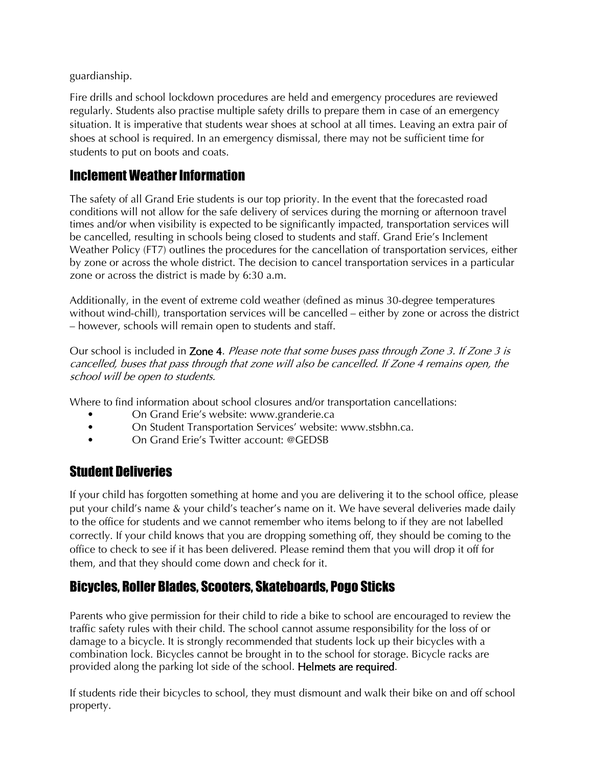guardianship.

Fire drills and school lockdown procedures are held and emergency procedures are reviewed regularly. Students also practise multiple safety drills to prepare them in case of an emergency situation. It is imperative that students wear shoes at school at all times. Leaving an extra pair of shoes at school is required. In an emergency dismissal, there may not be sufficient time for students to put on boots and coats.

## Inclement Weather Information

The safety of all Grand Erie students is our top priority. In the event that the forecasted road conditions will not allow for the safe delivery of services during the morning or afternoon travel times and/or when visibility is expected to be significantly impacted, transportation services will be cancelled, resulting in schools being closed to students and staff. Grand Erie's Inclement Weather Policy (FT7) outlines the procedures for the cancellation of transportation services, either by zone or across the whole district. The decision to cancel transportation services in a particular zone or across the district is made by 6:30 a.m.

Additionally, in the event of extreme cold weather (defined as minus 30-degree temperatures without wind-chill), transportation services will be cancelled – either by zone or across the district – however, schools will remain open to students and staff.

Our school is included in **Zone 4**. *Please note that some buses pass through Zone 3. If Zone 3 is cancelled, buses that pass through that zone will also be cancelled. If Zone 4 remains open, the school will be open to students.*

Where to find information about school closures and/or transportation cancellations:

- On Grand Erie's website: www.granderie.ca
- On Student Transportation Services' website: www.stsbhn.ca.
- On Grand Erie's Twitter account: @GEDSB

## Student Deliveries

If your child has forgotten something at home and you are delivering it to the school office, please put your child's name & your child's teacher's name on it. We have several deliveries made daily to the office for students and we cannot remember who items belong to if they are not labelled correctly. If your child knows that you are dropping something off, they should be coming to the office to check to see if it has been delivered. Please remind them that you will drop it off for them, and that they should come down and check for it.

## Bicycles, Roller Blades, Scooters, Skateboards, Pogo Sticks

Parents who give permission for their child to ride a bike to school are encouraged to review the traffic safety rules with their child. The school cannot assume responsibility for the loss of or damage to a bicycle. It is strongly recommended that students lock up their bicycles with a combination lock. Bicycles cannot be brought in to the school for storage. Bicycle racks are provided along the parking lot side of the school. **Helmets are required**.

If students ride their bicycles to school, they must dismount and walk their bike on and off school property.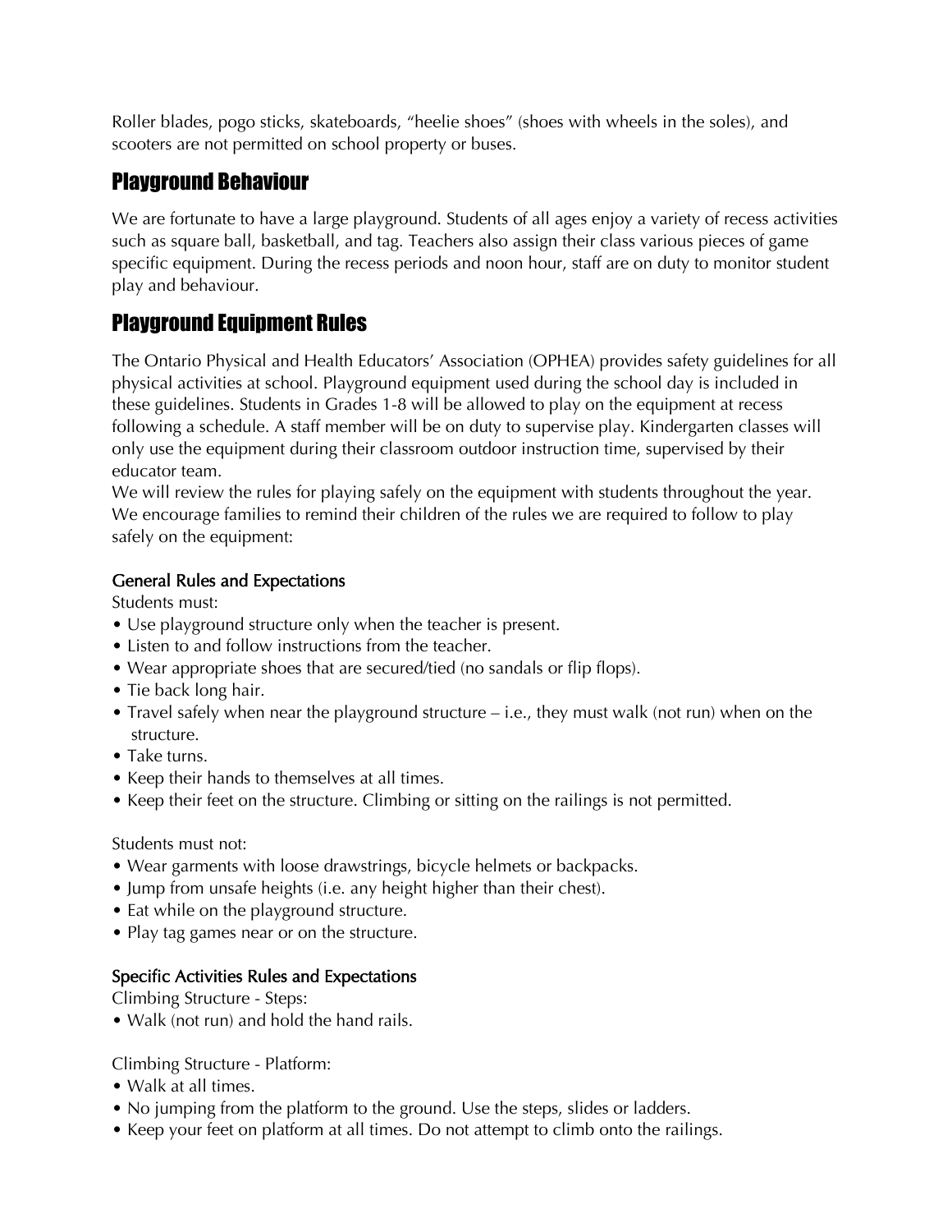Roller blades, pogo sticks, skateboards, "heelie shoes" (shoes with wheels in the soles), and scooters are not permitted on school property or buses.

## Playground Behaviour

We are fortunate to have a large playground. Students of all ages enjoy a variety of recess activities such as square ball, basketball, and tag. Teachers also assign their class various pieces of game specific equipment. During the recess periods and noon hour, staff are on duty to monitor student play and behaviour.

## Playground Equipment Rules

The Ontario Physical and Health Educators' Association (OPHEA) provides safety guidelines for all physical activities at school. Playground equipment used during the school day is included in these guidelines. Students in Grades 1-8 will be allowed to play on the equipment at recess following a schedule. A staff member will be on duty to supervise play. Kindergarten classes will only use the equipment during their classroom outdoor instruction time, supervised by their educator team.
We will review the rules for playing safely on the equipment with students throughout the year. We encourage families to remind their children of the rules we are required to follow to play safely on the equipment:

### General Rules and Expectations

Students must:

- Use playground structure only when the teacher is present.
- Listen to and follow instructions from the teacher.
- Wear appropriate shoes that are secured/tied (no sandals or flip flops).
- Tie back long hair.
- Travel safely when near the playground structure – i.e., they must walk (not run) when on the structure.
- Take turns.
- Keep their hands to themselves at all times.
- Keep their feet on the structure. Climbing or sitting on the railings is not permitted.

Students must not:

- Wear garments with loose drawstrings, bicycle helmets or backpacks.
- Jump from unsafe heights (i.e. any height higher than their chest).
- Eat while on the playground structure.
- Play tag games near or on the structure.

### Specific Activities Rules and Expectations

Climbing Structure - Steps:

- Walk (not run) and hold the hand rails.

Climbing Structure - Platform:

- Walk at all times.
- No jumping from the platform to the ground. Use the steps, slides or ladders.
- Keep your feet on platform at all times. Do not attempt to climb onto the railings.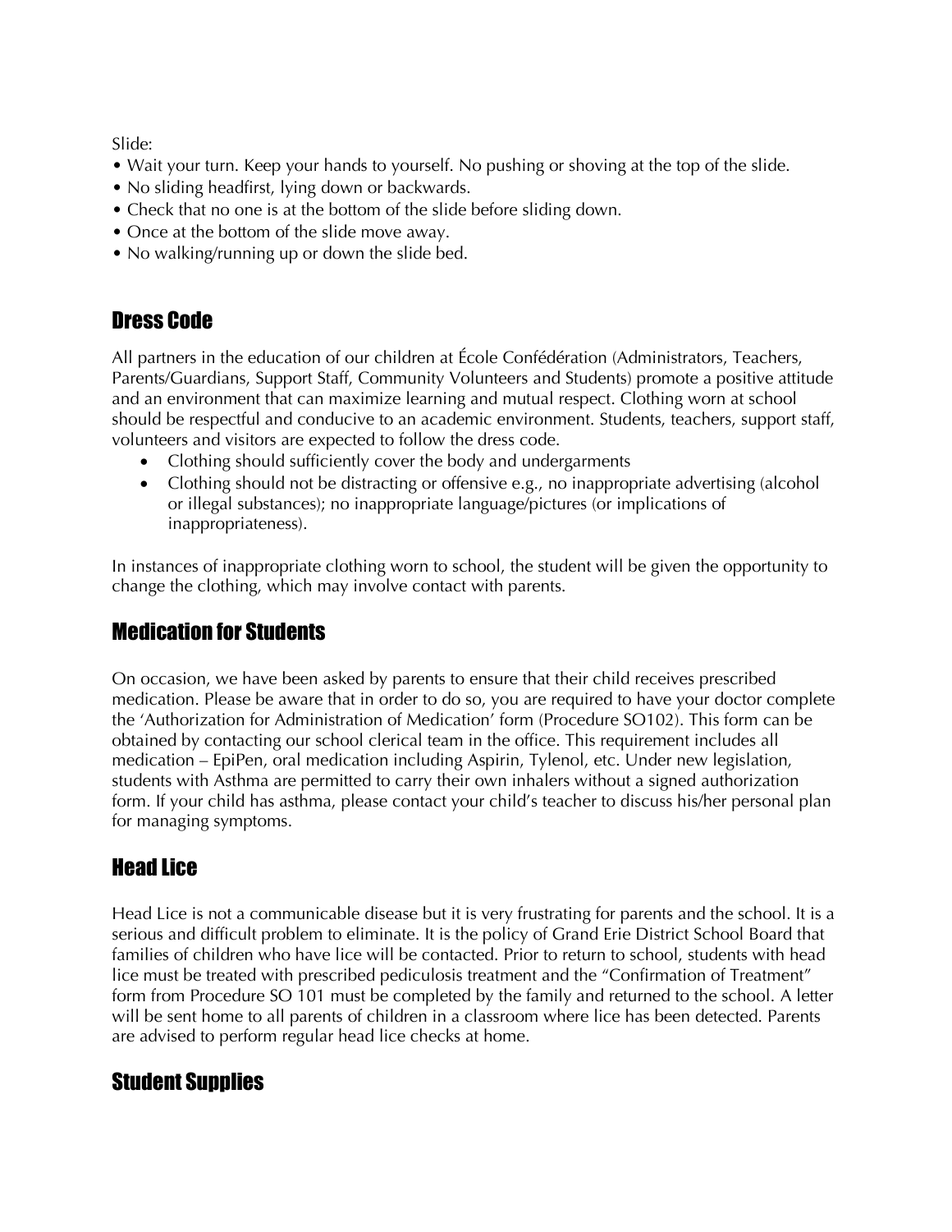Slide:

- Wait your turn. Keep your hands to yourself. No pushing or shoving at the top of the slide.
- No sliding headfirst, lying down or backwards.
- Check that no one is at the bottom of the slide before sliding down.
- Once at the bottom of the slide move away.
- No walking/running up or down the slide bed.

## Dress Code

All partners in the education of our children at École Confédération (Administrators, Teachers, Parents/Guardians, Support Staff, Community Volunteers and Students) promote a positive attitude and an environment that can maximize learning and mutual respect. Clothing worn at school should be respectful and conducive to an academic environment. Students, teachers, support staff, volunteers and visitors are expected to follow the dress code.

- Clothing should sufficiently cover the body and undergarments
- Clothing should not be distracting or offensive e.g., no inappropriate advertising (alcohol or illegal substances); no inappropriate language/pictures (or implications of inappropriateness).

In instances of inappropriate clothing worn to school, the student will be given the opportunity to change the clothing, which may involve contact with parents.

## Medication for Students

On occasion, we have been asked by parents to ensure that their child receives prescribed medication. Please be aware that in order to do so, you are required to have your doctor complete the 'Authorization for Administration of Medication' form (Procedure SO102). This form can be obtained by contacting our school clerical team in the office. This requirement includes all medication – EpiPen, oral medication including Aspirin, Tylenol, etc. Under new legislation, students with Asthma are permitted to carry their own inhalers without a signed authorization form. If your child has asthma, please contact your child's teacher to discuss his/her personal plan for managing symptoms.

## Head Lice

Head Lice is not a communicable disease but it is very frustrating for parents and the school. It is a serious and difficult problem to eliminate. It is the policy of Grand Erie District School Board that families of children who have lice will be contacted. Prior to return to school, students with head lice must be treated with prescribed pediculosis treatment and the "Confirmation of Treatment" form from Procedure SO 101 must be completed by the family and returned to the school. A letter will be sent home to all parents of children in a classroom where lice has been detected. Parents are advised to perform regular head lice checks at home.

## Student Supplies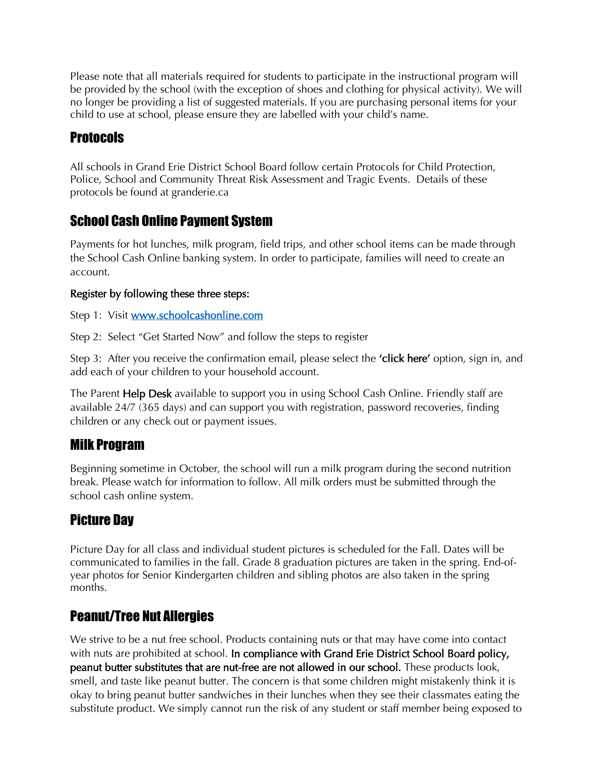Please note that all materials required for students to participate in the instructional program will be provided by the school (with the exception of shoes and clothing for physical activity). We will no longer be providing a list of suggested materials. If you are purchasing personal items for your child to use at school, please ensure they are labelled with your child's name.

## Protocols

All schools in Grand Erie District School Board follow certain Protocols for Child Protection, Police, School and Community Threat Risk Assessment and Tragic Events. Details of these protocols be found at granderie.ca

## School Cash Online Payment System

Payments for hot lunches, milk program, field trips, and other school items can be made through the School Cash Online banking system. In order to participate, families will need to create an account.

**Register by following these three steps:**

Step 1: Visit [www.schoolcashonline.com](www.schoolcashonline.com)

Step 2: Select "Get Started Now" and follow the steps to register

Step 3: After you receive the confirmation email, please select the **'click here'** option, sign in, and add each of your children to your household account.

The Parent **Help Desk** available to support you in using School Cash Online. Friendly staff are available 24/7 (365 days) and can support you with registration, password recoveries, finding children or any check out or payment issues.

## Milk Program

Beginning sometime in October, the school will run a milk program during the second nutrition break. Please watch for information to follow. All milk orders must be submitted through the school cash online system.

## Picture Day

Picture Day for all class and individual student pictures is scheduled for the Fall. Dates will be communicated to families in the fall. Grade 8 graduation pictures are taken in the spring. End-of-year photos for Senior Kindergarten children and sibling photos are also taken in the spring months.

## Peanut/Tree Nut Allergies

We strive to be a nut free school. Products containing nuts or that may have come into contact with nuts are prohibited at school. **In compliance with Grand Erie District School Board policy, peanut butter substitutes that are nut-free are not allowed in our school.** These products look, smell, and taste like peanut butter. The concern is that some children might mistakenly think it is okay to bring peanut butter sandwiches in their lunches when they see their classmates eating the substitute product. We simply cannot run the risk of any student or staff member being exposed to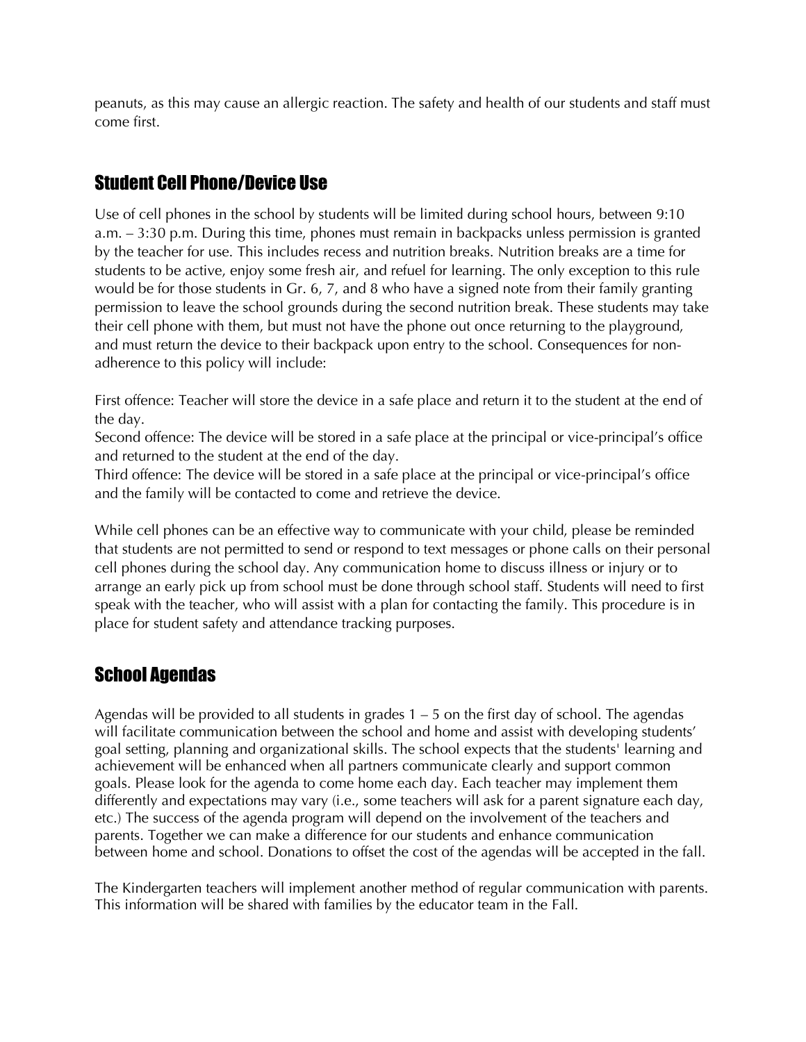peanuts, as this may cause an allergic reaction. The safety and health of our students and staff must come first.

## Student Cell Phone/Device Use

Use of cell phones in the school by students will be limited during school hours, between 9:10 a.m. – 3:30 p.m. During this time, phones must remain in backpacks unless permission is granted by the teacher for use. This includes recess and nutrition breaks. Nutrition breaks are a time for students to be active, enjoy some fresh air, and refuel for learning. The only exception to this rule would be for those students in Gr. 6, 7, and 8 who have a signed note from their family granting permission to leave the school grounds during the second nutrition break. These students may take their cell phone with them, but must not have the phone out once returning to the playground, and must return the device to their backpack upon entry to the school. Consequences for non-adherence to this policy will include:

First offence: Teacher will store the device in a safe place and return it to the student at the end of the day.
Second offence: The device will be stored in a safe place at the principal or vice-principal's office and returned to the student at the end of the day.
Third offence: The device will be stored in a safe place at the principal or vice-principal's office and the family will be contacted to come and retrieve the device.

While cell phones can be an effective way to communicate with your child, please be reminded that students are not permitted to send or respond to text messages or phone calls on their personal cell phones during the school day. Any communication home to discuss illness or injury or to arrange an early pick up from school must be done through school staff. Students will need to first speak with the teacher, who will assist with a plan for contacting the family. This procedure is in place for student safety and attendance tracking purposes.

## School Agendas

Agendas will be provided to all students in grades 1 – 5 on the first day of school. The agendas will facilitate communication between the school and home and assist with developing students' goal setting, planning and organizational skills. The school expects that the students' learning and achievement will be enhanced when all partners communicate clearly and support common goals. Please look for the agenda to come home each day. Each teacher may implement them differently and expectations may vary (i.e., some teachers will ask for a parent signature each day, etc.) The success of the agenda program will depend on the involvement of the teachers and parents. Together we can make a difference for our students and enhance communication between home and school. Donations to offset the cost of the agendas will be accepted in the fall.

The Kindergarten teachers will implement another method of regular communication with parents. This information will be shared with families by the educator team in the Fall.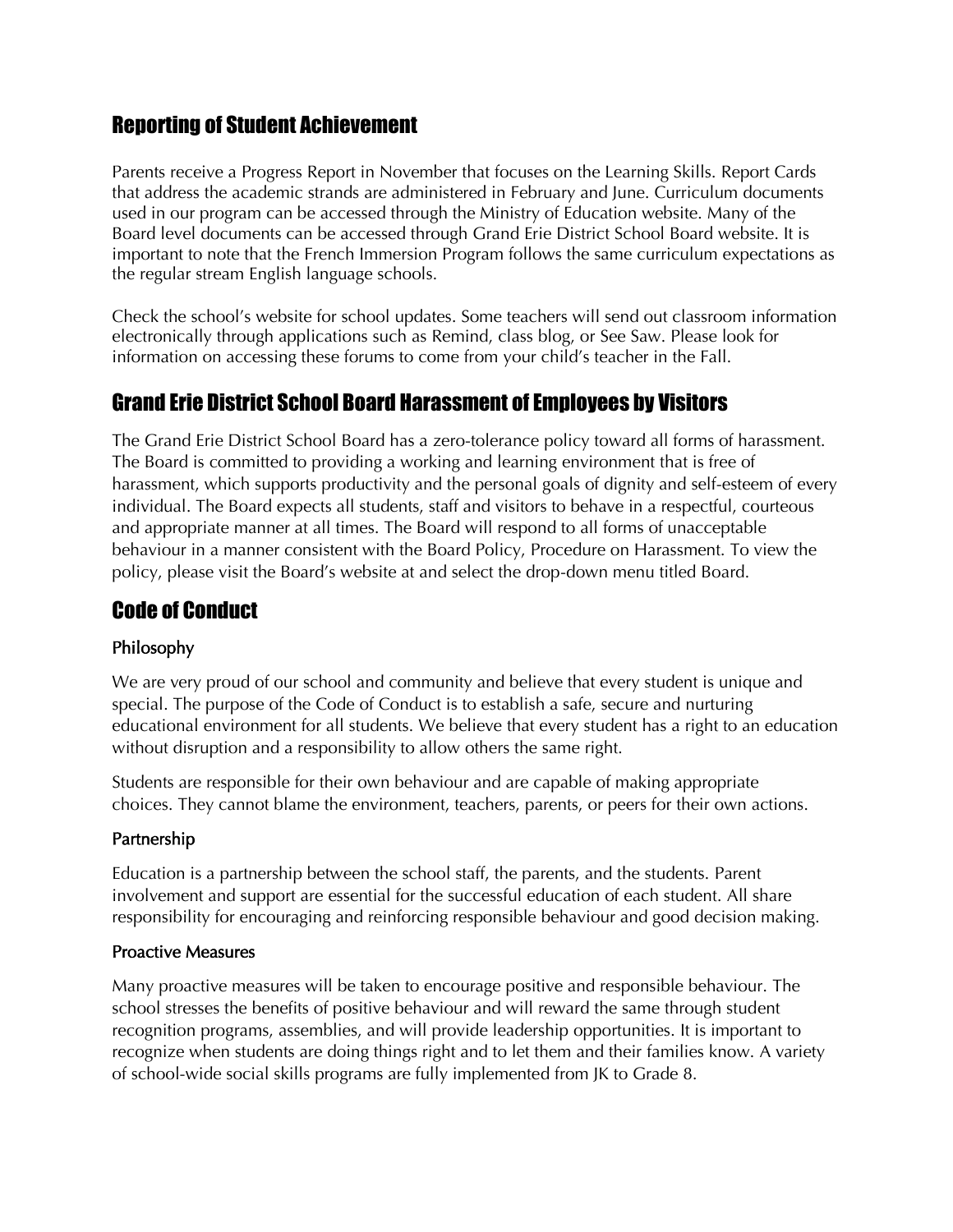## Reporting of Student Achievement

Parents receive a Progress Report in November that focuses on the Learning Skills. Report Cards that address the academic strands are administered in February and June. Curriculum documents used in our program can be accessed through the Ministry of Education website. Many of the Board level documents can be accessed through Grand Erie District School Board website. It is important to note that the French Immersion Program follows the same curriculum expectations as the regular stream English language schools.

Check the school's website for school updates. Some teachers will send out classroom information electronically through applications such as Remind, class blog, or See Saw. Please look for information on accessing these forums to come from your child's teacher in the Fall.

## Grand Erie District School Board Harassment of Employees by Visitors

The Grand Erie District School Board has a zero-tolerance policy toward all forms of harassment. The Board is committed to providing a working and learning environment that is free of harassment, which supports productivity and the personal goals of dignity and self-esteem of every individual. The Board expects all students, staff and visitors to behave in a respectful, courteous and appropriate manner at all times. The Board will respond to all forms of unacceptable behaviour in a manner consistent with the Board Policy, Procedure on Harassment. To view the policy, please visit the Board's website at and select the drop-down menu titled Board.

## Code of Conduct

### Philosophy

We are very proud of our school and community and believe that every student is unique and special. The purpose of the Code of Conduct is to establish a safe, secure and nurturing educational environment for all students. We believe that every student has a right to an education without disruption and a responsibility to allow others the same right.

Students are responsible for their own behaviour and are capable of making appropriate choices. They cannot blame the environment, teachers, parents, or peers for their own actions.

### Partnership

Education is a partnership between the school staff, the parents, and the students. Parent involvement and support are essential for the successful education of each student. All share responsibility for encouraging and reinforcing responsible behaviour and good decision making.

### Proactive Measures

Many proactive measures will be taken to encourage positive and responsible behaviour. The school stresses the benefits of positive behaviour and will reward the same through student recognition programs, assemblies, and will provide leadership opportunities. It is important to recognize when students are doing things right and to let them and their families know. A variety of school-wide social skills programs are fully implemented from JK to Grade 8.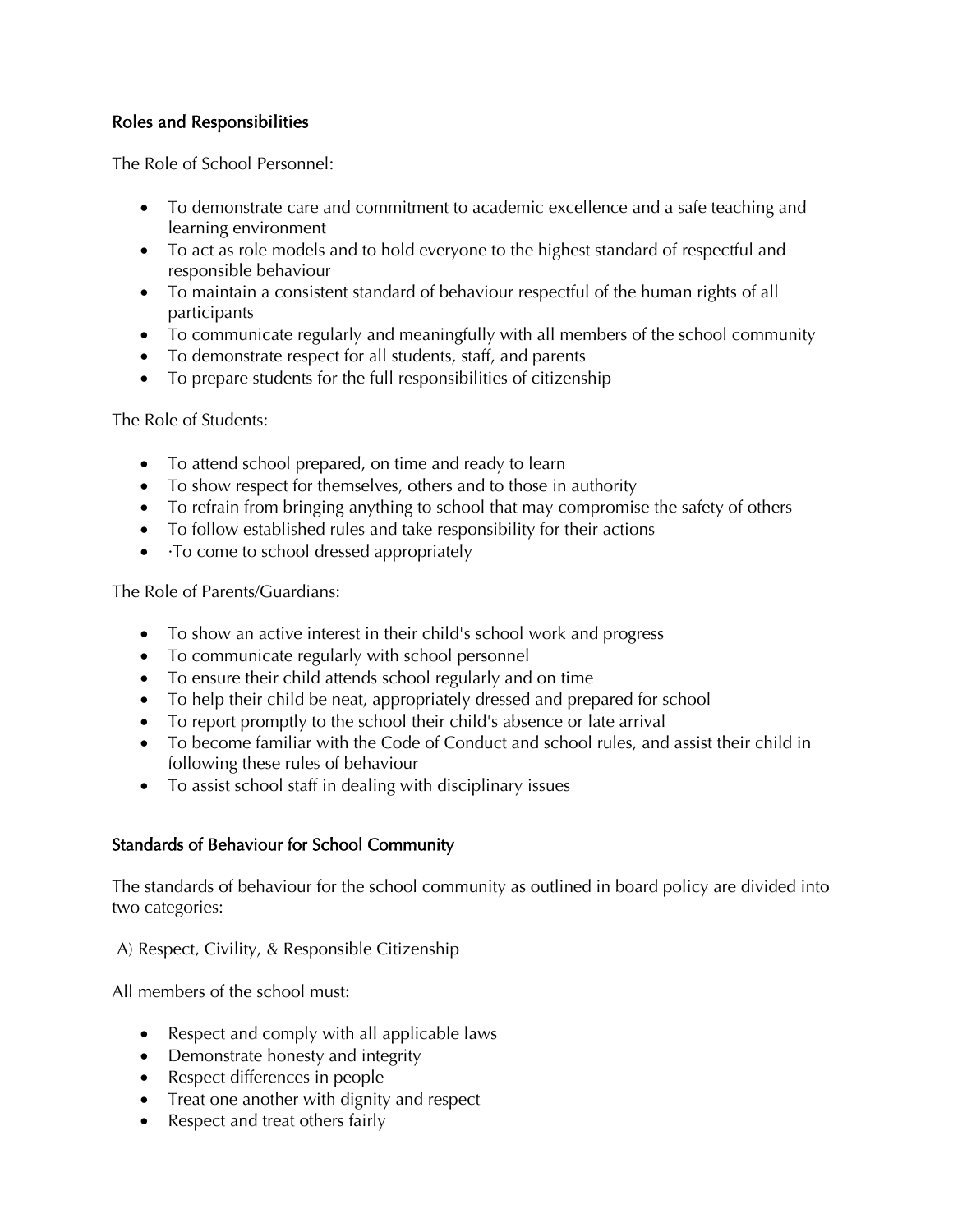## Roles and Responsibilities

The Role of School Personnel:

- To demonstrate care and commitment to academic excellence and a safe teaching and learning environment
- To act as role models and to hold everyone to the highest standard of respectful and responsible behaviour
- To maintain a consistent standard of behaviour respectful of the human rights of all participants
- To communicate regularly and meaningfully with all members of the school community
- To demonstrate respect for all students, staff, and parents
- To prepare students for the full responsibilities of citizenship

The Role of Students:

- To attend school prepared, on time and ready to learn
- To show respect for themselves, others and to those in authority
- To refrain from bringing anything to school that may compromise the safety of others
- To follow established rules and take responsibility for their actions
- ·To come to school dressed appropriately

The Role of Parents/Guardians:

- To show an active interest in their child's school work and progress
- To communicate regularly with school personnel
- To ensure their child attends school regularly and on time
- To help their child be neat, appropriately dressed and prepared for school
- To report promptly to the school their child's absence or late arrival
- To become familiar with the Code of Conduct and school rules, and assist their child in following these rules of behaviour
- To assist school staff in dealing with disciplinary issues

## Standards of Behaviour for School Community

The standards of behaviour for the school community as outlined in board policy are divided into two categories:

A) Respect, Civility, & Responsible Citizenship

All members of the school must:

- Respect and comply with all applicable laws
- Demonstrate honesty and integrity
- Respect differences in people
- Treat one another with dignity and respect
- Respect and treat others fairly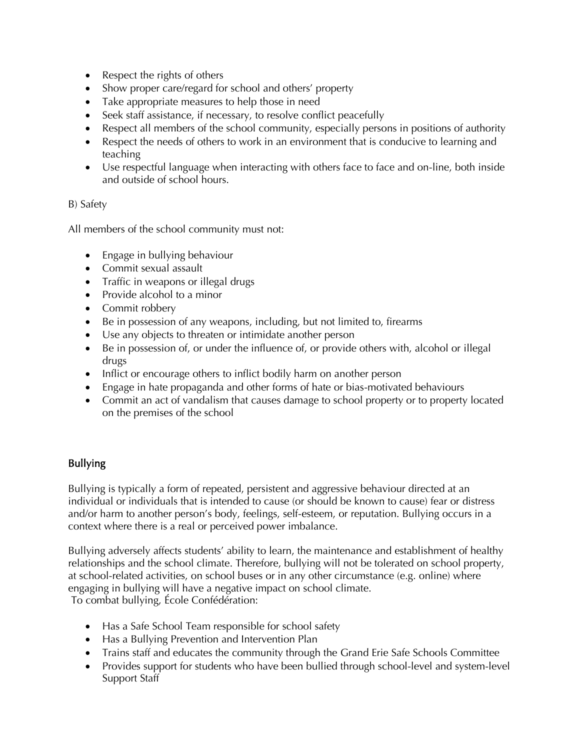- Respect the rights of others
- Show proper care/regard for school and others' property
- Take appropriate measures to help those in need
- Seek staff assistance, if necessary, to resolve conflict peacefully
- Respect all members of the school community, especially persons in positions of authority
- Respect the needs of others to work in an environment that is conducive to learning and teaching
- Use respectful language when interacting with others face to face and on-line, both inside and outside of school hours.

B) Safety

All members of the school community must not:

- Engage in bullying behaviour
- Commit sexual assault
- Traffic in weapons or illegal drugs
- Provide alcohol to a minor
- Commit robbery
- Be in possession of any weapons, including, but not limited to, firearms
- Use any objects to threaten or intimidate another person
- Be in possession of, or under the influence of, or provide others with, alcohol or illegal drugs
- Inflict or encourage others to inflict bodily harm on another person
- Engage in hate propaganda and other forms of hate or bias-motivated behaviours
- Commit an act of vandalism that causes damage to school property or to property located on the premises of the school

## Bullying

Bullying is typically a form of repeated, persistent and aggressive behaviour directed at an individual or individuals that is intended to cause (or should be known to cause) fear or distress and/or harm to another person's body, feelings, self-esteem, or reputation. Bullying occurs in a context where there is a real or perceived power imbalance.

Bullying adversely affects students' ability to learn, the maintenance and establishment of healthy relationships and the school climate. Therefore, bullying will not be tolerated on school property, at school-related activities, on school buses or in any other circumstance (e.g. online) where engaging in bullying will have a negative impact on school climate.
To combat bullying, École Confédération:

- Has a Safe School Team responsible for school safety
- Has a Bullying Prevention and Intervention Plan
- Trains staff and educates the community through the Grand Erie Safe Schools Committee
- Provides support for students who have been bullied through school-level and system-level Support Staff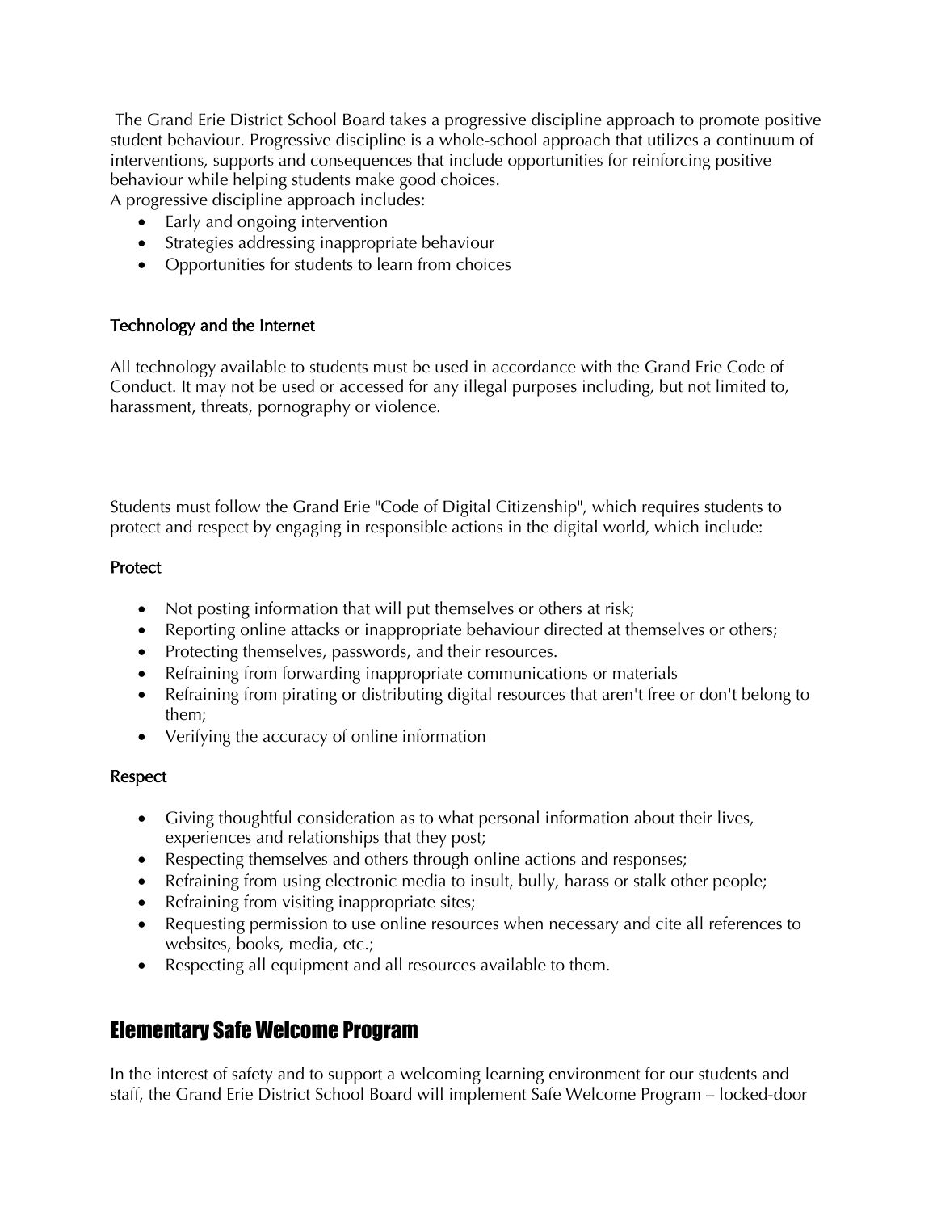The Grand Erie District School Board takes a progressive discipline approach to promote positive student behaviour. Progressive discipline is a whole-school approach that utilizes a continuum of interventions, supports and consequences that include opportunities for reinforcing positive behaviour while helping students make good choices.

A progressive discipline approach includes:

- Early and ongoing intervention
- Strategies addressing inappropriate behaviour
- Opportunities for students to learn from choices

### Technology and the Internet

All technology available to students must be used in accordance with the Grand Erie Code of Conduct. It may not be used or accessed for any illegal purposes including, but not limited to, harassment, threats, pornography or violence.

Students must follow the Grand Erie "Code of Digital Citizenship", which requires students to protect and respect by engaging in responsible actions in the digital world, which include:

#### Protect

- Not posting information that will put themselves or others at risk;
- Reporting online attacks or inappropriate behaviour directed at themselves or others;
- Protecting themselves, passwords, and their resources.
- Refraining from forwarding inappropriate communications or materials
- Refraining from pirating or distributing digital resources that aren't free or don't belong to them;
- Verifying the accuracy of online information

#### Respect

- Giving thoughtful consideration as to what personal information about their lives, experiences and relationships that they post;
- Respecting themselves and others through online actions and responses;
- Refraining from using electronic media to insult, bully, harass or stalk other people;
- Refraining from visiting inappropriate sites;
- Requesting permission to use online resources when necessary and cite all references to websites, books, media, etc.;
- Respecting all equipment and all resources available to them.

## Elementary Safe Welcome Program

In the interest of safety and to support a welcoming learning environment for our students and staff, the Grand Erie District School Board will implement Safe Welcome Program – locked-door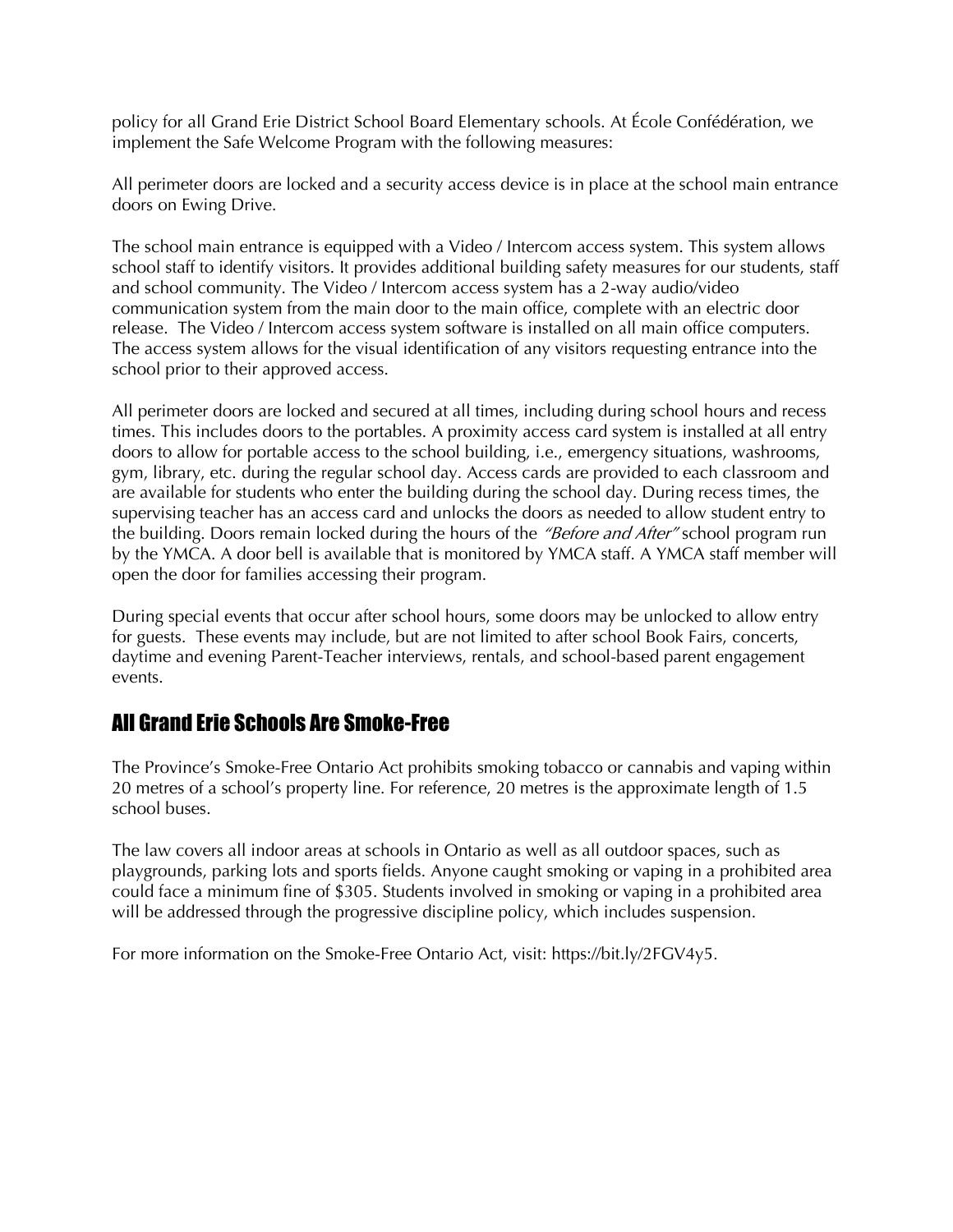policy for all Grand Erie District School Board Elementary schools. At École Confédération, we implement the Safe Welcome Program with the following measures:

All perimeter doors are locked and a security access device is in place at the school main entrance doors on Ewing Drive.

The school main entrance is equipped with a Video / Intercom access system. This system allows school staff to identify visitors. It provides additional building safety measures for our students, staff and school community. The Video / Intercom access system has a 2-way audio/video communication system from the main door to the main office, complete with an electric door release. The Video / Intercom access system software is installed on all main office computers. The access system allows for the visual identification of any visitors requesting entrance into the school prior to their approved access.

All perimeter doors are locked and secured at all times, including during school hours and recess times. This includes doors to the portables. A proximity access card system is installed at all entry doors to allow for portable access to the school building, i.e., emergency situations, washrooms, gym, library, etc. during the regular school day. Access cards are provided to each classroom and are available for students who enter the building during the school day. During recess times, the supervising teacher has an access card and unlocks the doors as needed to allow student entry to the building. Doors remain locked during the hours of the *"Before and After"* school program run by the YMCA. A door bell is available that is monitored by YMCA staff. A YMCA staff member will open the door for families accessing their program.

During special events that occur after school hours, some doors may be unlocked to allow entry for guests. These events may include, but are not limited to after school Book Fairs, concerts, daytime and evening Parent-Teacher interviews, rentals, and school-based parent engagement events.

## All Grand Erie Schools Are Smoke-Free

The Province's Smoke-Free Ontario Act prohibits smoking tobacco or cannabis and vaping within 20 metres of a school's property line. For reference, 20 metres is the approximate length of 1.5 school buses.

The law covers all indoor areas at schools in Ontario as well as all outdoor spaces, such as playgrounds, parking lots and sports fields. Anyone caught smoking or vaping in a prohibited area could face a minimum fine of $305. Students involved in smoking or vaping in a prohibited area will be addressed through the progressive discipline policy, which includes suspension.

For more information on the Smoke-Free Ontario Act, visit: https://bit.ly/2FGV4y5.